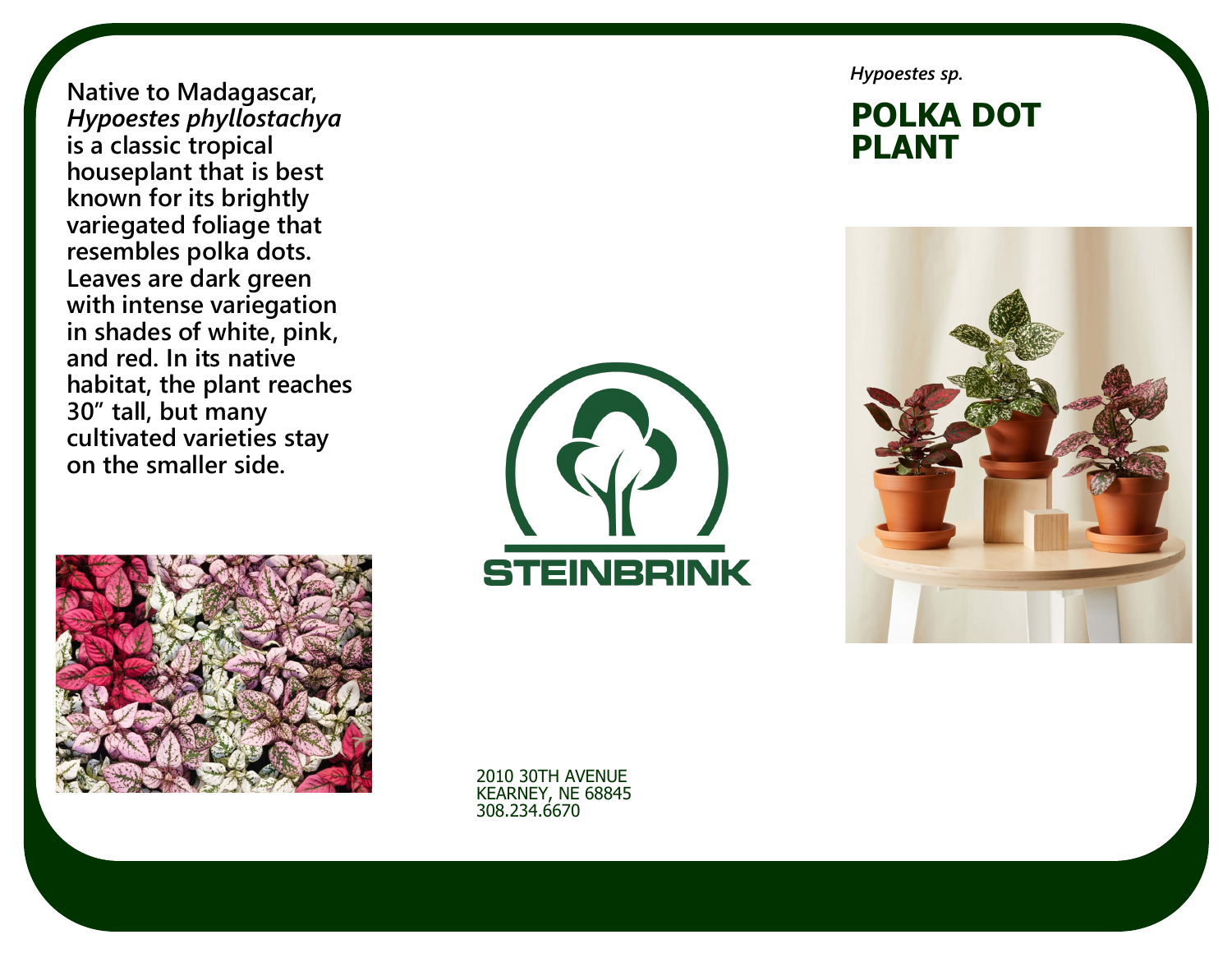Native to Madagascar, *Hypoestes phyllostachya* is a classic tropical houseplant that is best known for its brightly variegated foliage that resembles polka dots. Leaves are dark green with intense variegation in shades of white, pink, and red. In its native habitat, the plant reaches 30" tall, but many cultivated varieties stay on the smaller side.

STEINBRINK

2010 30TH AVENUE
KEARNEY, NE 68845
308.234.6670

*Hypoestes sp.*

# POLKA DOT PLANT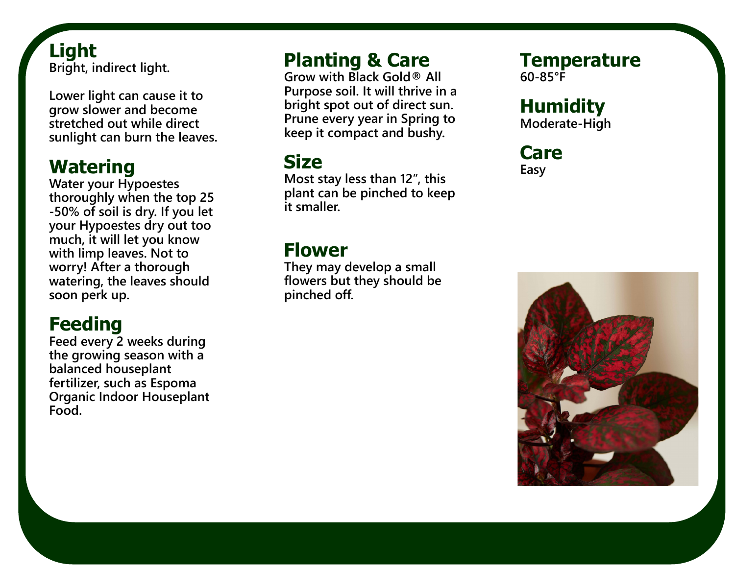## Light

Bright, indirect light.

Lower light can cause it to grow slower and become stretched out while direct sunlight can burn the leaves.

## Watering

Water your Hypoestes thoroughly when the top 25 -50% of soil is dry. If you let your Hypoestes dry out too much, it will let you know with limp leaves. Not to worry! After a thorough watering, the leaves should soon perk up.

## Feeding

Feed every 2 weeks during the growing season with a balanced houseplant fertilizer, such as Espoma Organic Indoor Houseplant Food.

## Planting & Care

Grow with Black Gold® All Purpose soil. It will thrive in a bright spot out of direct sun. Prune every year in Spring to keep it compact and bushy.

## Size

Most stay less than 12”, this plant can be pinched to keep it smaller.

## Flower

They may develop a small flowers but they should be pinched off.

## Temperature

60-85°F

## Humidity

Moderate-High

## Care

Easy